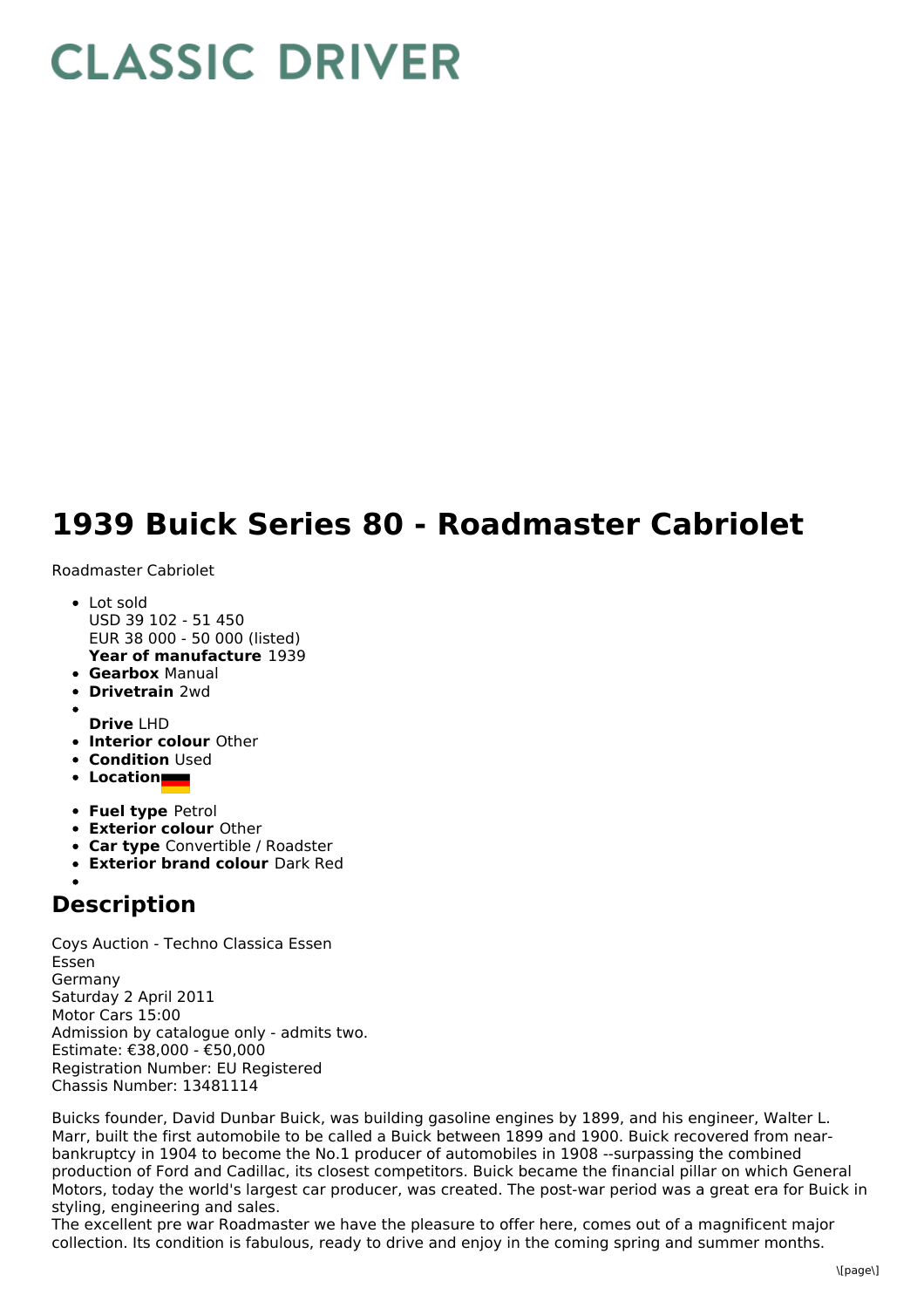# CLASSIC DRIVER

# 1939 Buick Series 80 - Roadmaster Cabriolet

Roadmaster Cabriolet

- Lot sold
  USD 39 102 - 51 450
  EUR 38 000 - 50 000 (listed)
  **Year of manufacture** 1939
- **Gearbox** Manual
- **Drivetrain** 2wd
- 
  **Drive** LHD
- **Interior colour** Other
- **Condition** Used
- **Location**
- **Fuel type** Petrol
- **Exterior colour** Other
- **Car type** Convertible / Roadster
- **Exterior brand colour** Dark Red
- 

## Description

Coys Auction - Techno Classica Essen
Essen
Germany
Saturday 2 April 2011
Motor Cars 15:00
Admission by catalogue only - admits two.
Estimate: €38,000 - €50,000
Registration Number: EU Registered
Chassis Number: 13481114

Buicks founder, David Dunbar Buick, was building gasoline engines by 1899, and his engineer, Walter L. Marr, built the first automobile to be called a Buick between 1899 and 1900. Buick recovered from near-bankruptcy in 1904 to become the No.1 producer of automobiles in 1908 --surpassing the combined production of Ford and Cadillac, its closest competitors. Buick became the financial pillar on which General Motors, today the world's largest car producer, was created. The post-war period was a great era for Buick in styling, engineering and sales.
The excellent pre war Roadmaster we have the pleasure to offer here, comes out of a magnificent major collection. Its condition is fabulous, ready to drive and enjoy in the coming spring and summer months.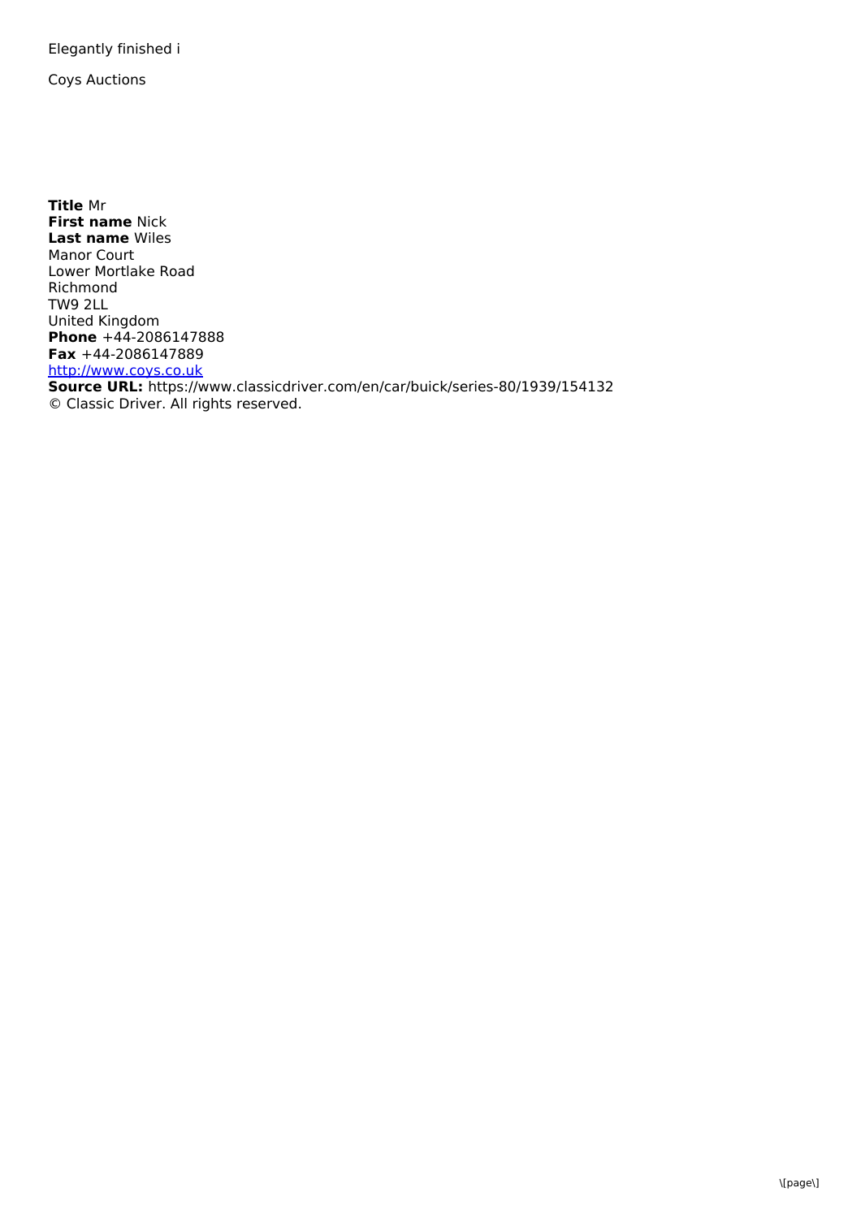Elegantly finished i

Coys Auctions

**Title** Mr
**First name** Nick
**Last name** Wiles
Manor Court
Lower Mortlake Road
Richmond
TW9 2LL
United Kingdom
**Phone** +44-2086147888
**Fax** +44-2086147889
[http://www.coys.co.uk](http://www.coys.co.uk)
**Source URL:** https://www.classicdriver.com/en/car/buick/series-80/1939/154132
© Classic Driver. All rights reserved.